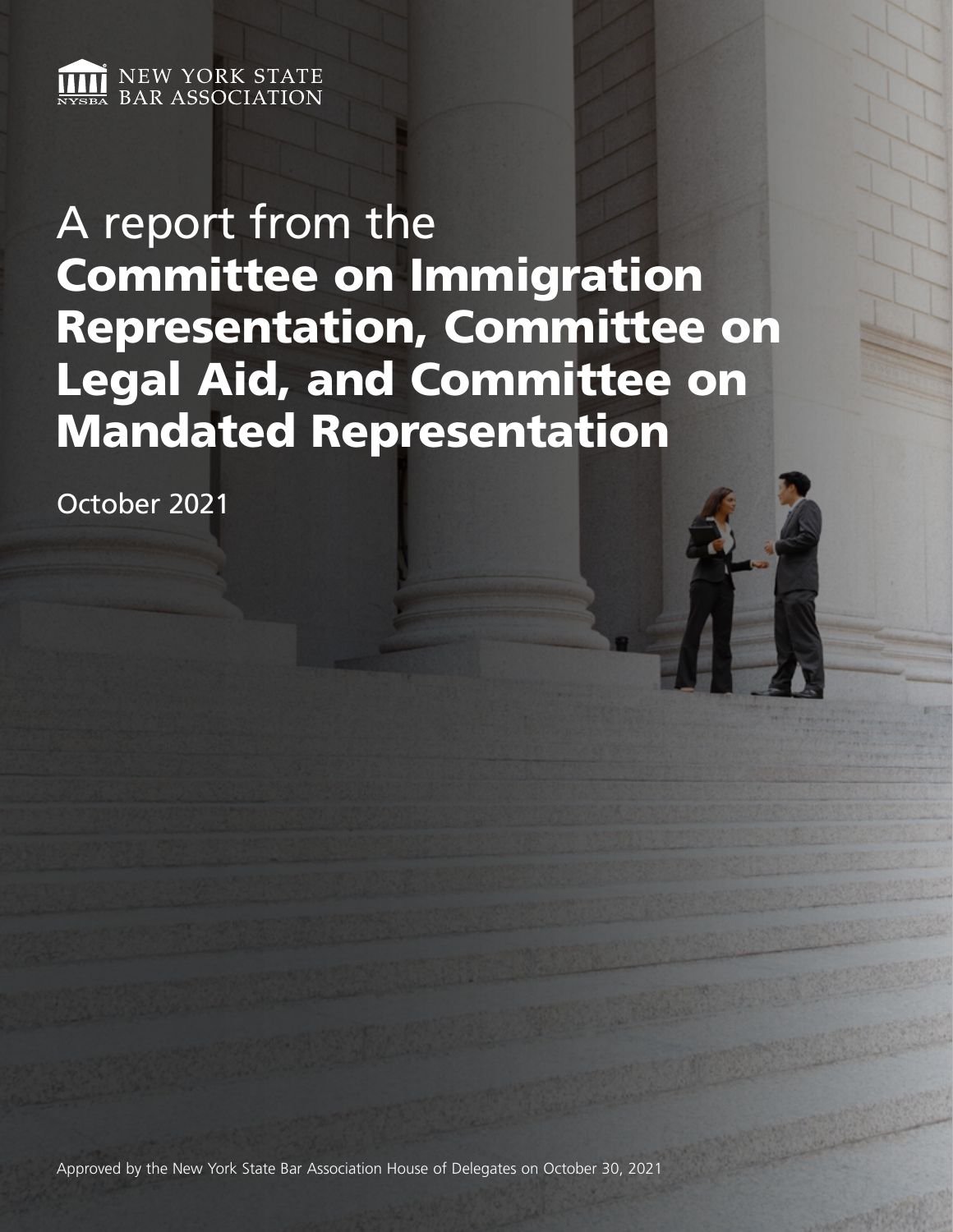NEW YORK STATE BAR ASSOCIATION

# A report from the **Committee on Immigration Representation, Committee on Legal Aid, and Committee on Mandated Representation**

October 2021

Approved by the New York State Bar Association House of Delegates on October 30, 2021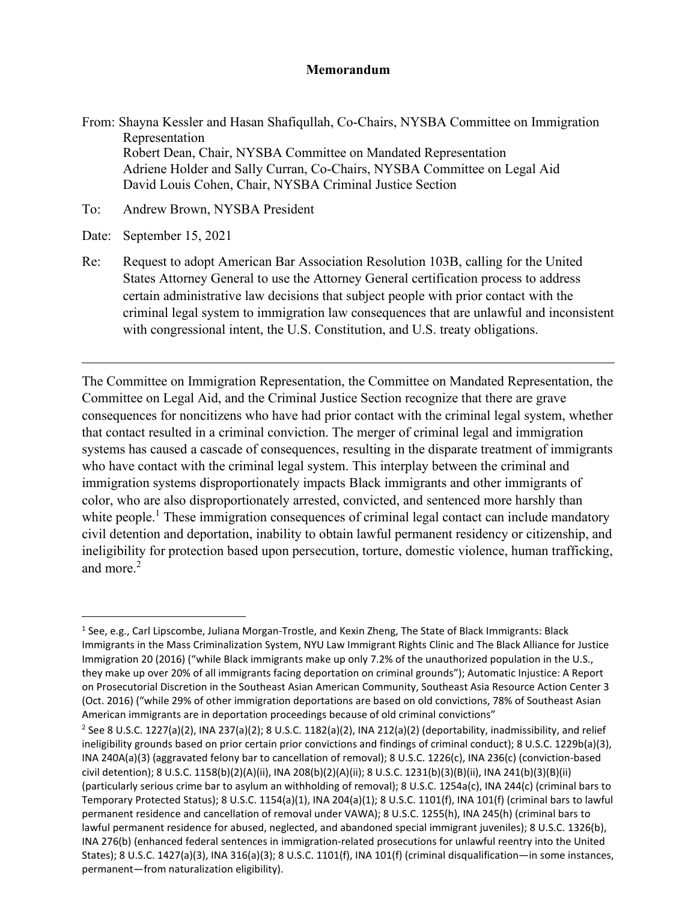**Memorandum**

From: Shayna Kessler and Hasan Shafiqullah, Co-Chairs, NYSBA Committee on Immigration Representation
Robert Dean, Chair, NYSBA Committee on Mandated Representation
Adriene Holder and Sally Curran, Co-Chairs, NYSBA Committee on Legal Aid
David Louis Cohen, Chair, NYSBA Criminal Justice Section

To: Andrew Brown, NYSBA President

Date: September 15, 2021

Re: Request to adopt American Bar Association Resolution 103B, calling for the United States Attorney General to use the Attorney General certification process to address certain administrative law decisions that subject people with prior contact with the criminal legal system to immigration law consequences that are unlawful and inconsistent with congressional intent, the U.S. Constitution, and U.S. treaty obligations.

---

The Committee on Immigration Representation, the Committee on Mandated Representation, the Committee on Legal Aid, and the Criminal Justice Section recognize that there are grave consequences for noncitizens who have had prior contact with the criminal legal system, whether that contact resulted in a criminal conviction. The merger of criminal legal and immigration systems has caused a cascade of consequences, resulting in the disparate treatment of immigrants who have contact with the criminal legal system. This interplay between the criminal and immigration systems disproportionately impacts Black immigrants and other immigrants of color, who are also disproportionately arrested, convicted, and sentenced more harshly than white people.[1] These immigration consequences of criminal legal contact can include mandatory civil detention and deportation, inability to obtain lawful permanent residency or citizenship, and ineligibility for protection based upon persecution, torture, domestic violence, human trafficking, and more.[2]

---

[1] See, e.g., Carl Lipscombe, Juliana Morgan-Trostle, and Kexin Zheng, The State of Black Immigrants: Black Immigrants in the Mass Criminalization System, NYU Law Immigrant Rights Clinic and The Black Alliance for Justice Immigration 20 (2016) ("while Black immigrants make up only 7.2% of the unauthorized population in the U.S., they make up over 20% of all immigrants facing deportation on criminal grounds"); Automatic Injustice: A Report on Prosecutorial Discretion in the Southeast Asian American Community, Southeast Asia Resource Action Center 3 (Oct. 2016) ("while 29% of other immigration deportations are based on old convictions, 78% of Southeast Asian American immigrants are in deportation proceedings because of old criminal convictions"

[2] See 8 U.S.C. 1227(a)(2), INA 237(a)(2); 8 U.S.C. 1182(a)(2), INA 212(a)(2) (deportability, inadmissibility, and relief ineligibility grounds based on prior certain prior convictions and findings of criminal conduct); 8 U.S.C. 1229b(a)(3), INA 240A(a)(3) (aggravated felony bar to cancellation of removal); 8 U.S.C. 1226(c), INA 236(c) (conviction-based civil detention); 8 U.S.C. 1158(b)(2)(A)(ii), INA 208(b)(2)(A)(ii); 8 U.S.C. 1231(b)(3)(B)(ii), INA 241(b)(3)(B)(ii) (particularly serious crime bar to asylum an withholding of removal); 8 U.S.C. 1254a(c), INA 244(c) (criminal bars to Temporary Protected Status); 8 U.S.C. 1154(a)(1), INA 204(a)(1); 8 U.S.C. 1101(f), INA 101(f) (criminal bars to lawful permanent residence and cancellation of removal under VAWA); 8 U.S.C. 1255(h), INA 245(h) (criminal bars to lawful permanent residence for abused, neglected, and abandoned special immigrant juveniles); 8 U.S.C. 1326(b), INA 276(b) (enhanced federal sentences in immigration-related prosecutions for unlawful reentry into the United States); 8 U.S.C. 1427(a)(3), INA 316(a)(3); 8 U.S.C. 1101(f), INA 101(f) (criminal disqualification—in some instances, permanent—from naturalization eligibility).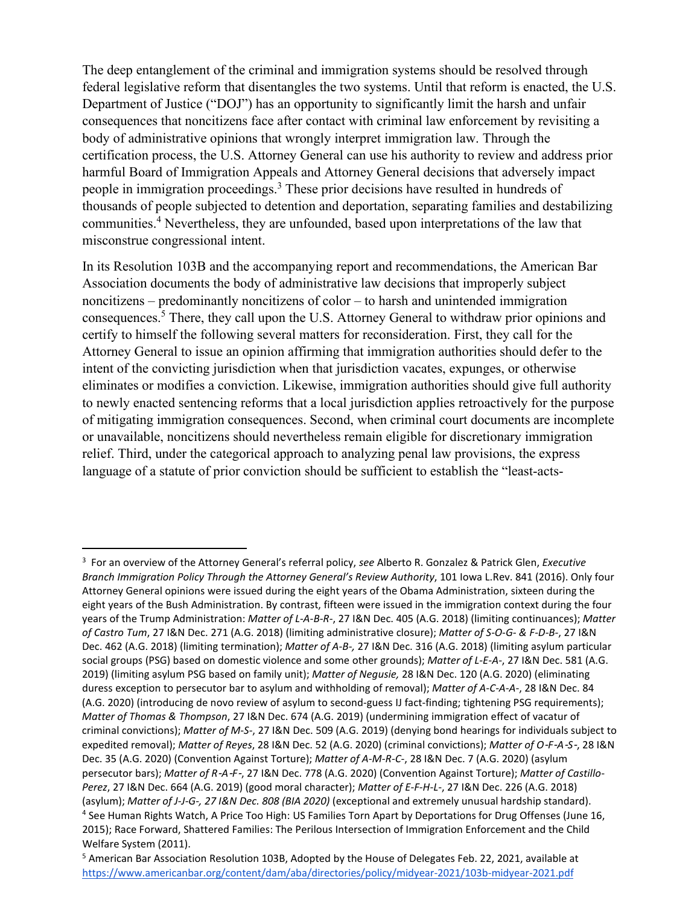The deep entanglement of the criminal and immigration systems should be resolved through federal legislative reform that disentangles the two systems. Until that reform is enacted, the U.S. Department of Justice ("DOJ") has an opportunity to significantly limit the harsh and unfair consequences that noncitizens face after contact with criminal law enforcement by revisiting a body of administrative opinions that wrongly interpret immigration law. Through the certification process, the U.S. Attorney General can use his authority to review and address prior harmful Board of Immigration Appeals and Attorney General decisions that adversely impact people in immigration proceedings.[3] These prior decisions have resulted in hundreds of thousands of people subjected to detention and deportation, separating families and destabilizing communities.[4] Nevertheless, they are unfounded, based upon interpretations of the law that misconstrue congressional intent.

In its Resolution 103B and the accompanying report and recommendations, the American Bar Association documents the body of administrative law decisions that improperly subject noncitizens – predominantly noncitizens of color – to harsh and unintended immigration consequences.[5] There, they call upon the U.S. Attorney General to withdraw prior opinions and certify to himself the following several matters for reconsideration. First, they call for the Attorney General to issue an opinion affirming that immigration authorities should defer to the intent of the convicting jurisdiction when that jurisdiction vacates, expunges, or otherwise eliminates or modifies a conviction. Likewise, immigration authorities should give full authority to newly enacted sentencing reforms that a local jurisdiction applies retroactively for the purpose of mitigating immigration consequences. Second, when criminal court documents are incomplete or unavailable, noncitizens should nevertheless remain eligible for discretionary immigration relief. Third, under the categorical approach to analyzing penal law provisions, the express language of a statute of prior conviction should be sufficient to establish the "least-acts-

---

[3] For an overview of the Attorney General's referral policy, *see* Alberto R. Gonzalez & Patrick Glen, *Executive Branch Immigration Policy Through the Attorney General's Review Authority*, 101 Iowa L.Rev. 841 (2016). Only four Attorney General opinions were issued during the eight years of the Obama Administration, sixteen during the eight years of the Bush Administration. By contrast, fifteen were issued in the immigration context during the four years of the Trump Administration: *Matter of L-A-B-R-*, 27 I&N Dec. 405 (A.G. 2018) (limiting continuances); *Matter of Castro Tum*, 27 I&N Dec. 271 (A.G. 2018) (limiting administrative closure); *Matter of S-O-G- & F-D-B-*, 27 I&N Dec. 462 (A.G. 2018) (limiting termination); *Matter of A-B-,* 27 I&N Dec. 316 (A.G. 2018) (limiting asylum particular social groups (PSG) based on domestic violence and some other grounds); *Matter of L-E-A-*, 27 I&N Dec. 581 (A.G. 2019) (limiting asylum PSG based on family unit); *Matter of Negusie,* 28 I&N Dec. 120 (A.G. 2020) (eliminating duress exception to persecutor bar to asylum and withholding of removal); *Matter of A-C-A-A-*, 28 I&N Dec. 84 (A.G. 2020) (introducing de novo review of asylum to second-guess IJ fact-finding; tightening PSG requirements); *Matter of Thomas & Thompson*, 27 I&N Dec. 674 (A.G. 2019) (undermining immigration effect of vacatur of criminal convictions); *Matter of M-S-*, 27 I&N Dec. 509 (A.G. 2019) (denying bond hearings for individuals subject to expedited removal); *Matter of Reyes*, 28 I&N Dec. 52 (A.G. 2020) (criminal convictions); *Matter of O-F-A-S-*, 28 I&N Dec. 35 (A.G. 2020) (Convention Against Torture); *Matter of A-M-R-C-*, 28 I&N Dec. 7 (A.G. 2020) (asylum persecutor bars); *Matter of R-A-F-*, 27 I&N Dec. 778 (A.G. 2020) (Convention Against Torture); *Matter of Castillo-Perez*, 27 I&N Dec. 664 (A.G. 2019) (good moral character); *Matter of E-F-H-L-*, 27 I&N Dec. 226 (A.G. 2018) (asylum); *Matter of J-J-G-, 27 I&N Dec. 808 (BIA 2020)* (exceptional and extremely unusual hardship standard).

[4] See Human Rights Watch, A Price Too High: US Families Torn Apart by Deportations for Drug Offenses (June 16, 2015); Race Forward, Shattered Families: The Perilous Intersection of Immigration Enforcement and the Child Welfare System (2011).

[5] American Bar Association Resolution 103B, Adopted by the House of Delegates Feb. 22, 2021, available at https://www.americanbar.org/content/dam/aba/directories/policy/midyear-2021/103b-midyear-2021.pdf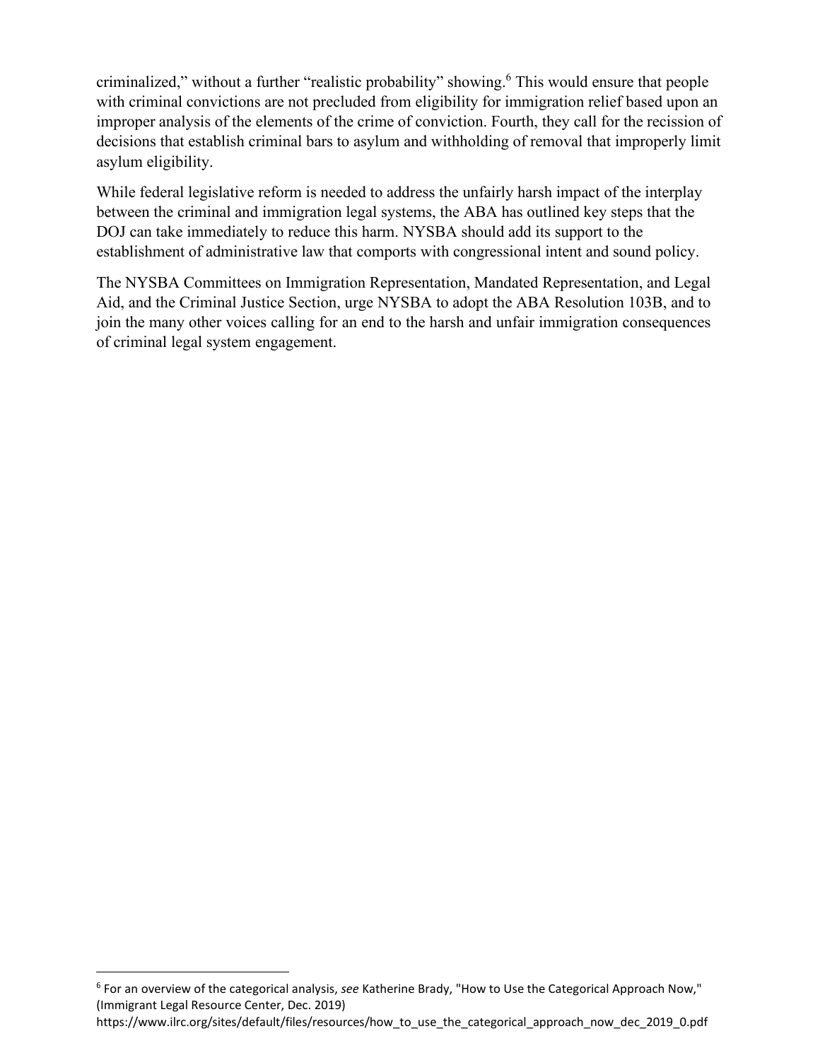criminalized," without a further "realistic probability" showing.[6] This would ensure that people with criminal convictions are not precluded from eligibility for immigration relief based upon an improper analysis of the elements of the crime of conviction. Fourth, they call for the recission of decisions that establish criminal bars to asylum and withholding of removal that improperly limit asylum eligibility.

While federal legislative reform is needed to address the unfairly harsh impact of the interplay between the criminal and immigration legal systems, the ABA has outlined key steps that the DOJ can take immediately to reduce this harm. NYSBA should add its support to the establishment of administrative law that comports with congressional intent and sound policy.

The NYSBA Committees on Immigration Representation, Mandated Representation, and Legal Aid, and the Criminal Justice Section, urge NYSBA to adopt the ABA Resolution 103B, and to join the many other voices calling for an end to the harsh and unfair immigration consequences of criminal legal system engagement.

---

[6] For an overview of the categorical analysis, *see* Katherine Brady, "How to Use the Categorical Approach Now," (Immigrant Legal Resource Center, Dec. 2019) https://www.ilrc.org/sites/default/files/resources/how_to_use_the_categorical_approach_now_dec_2019_0.pdf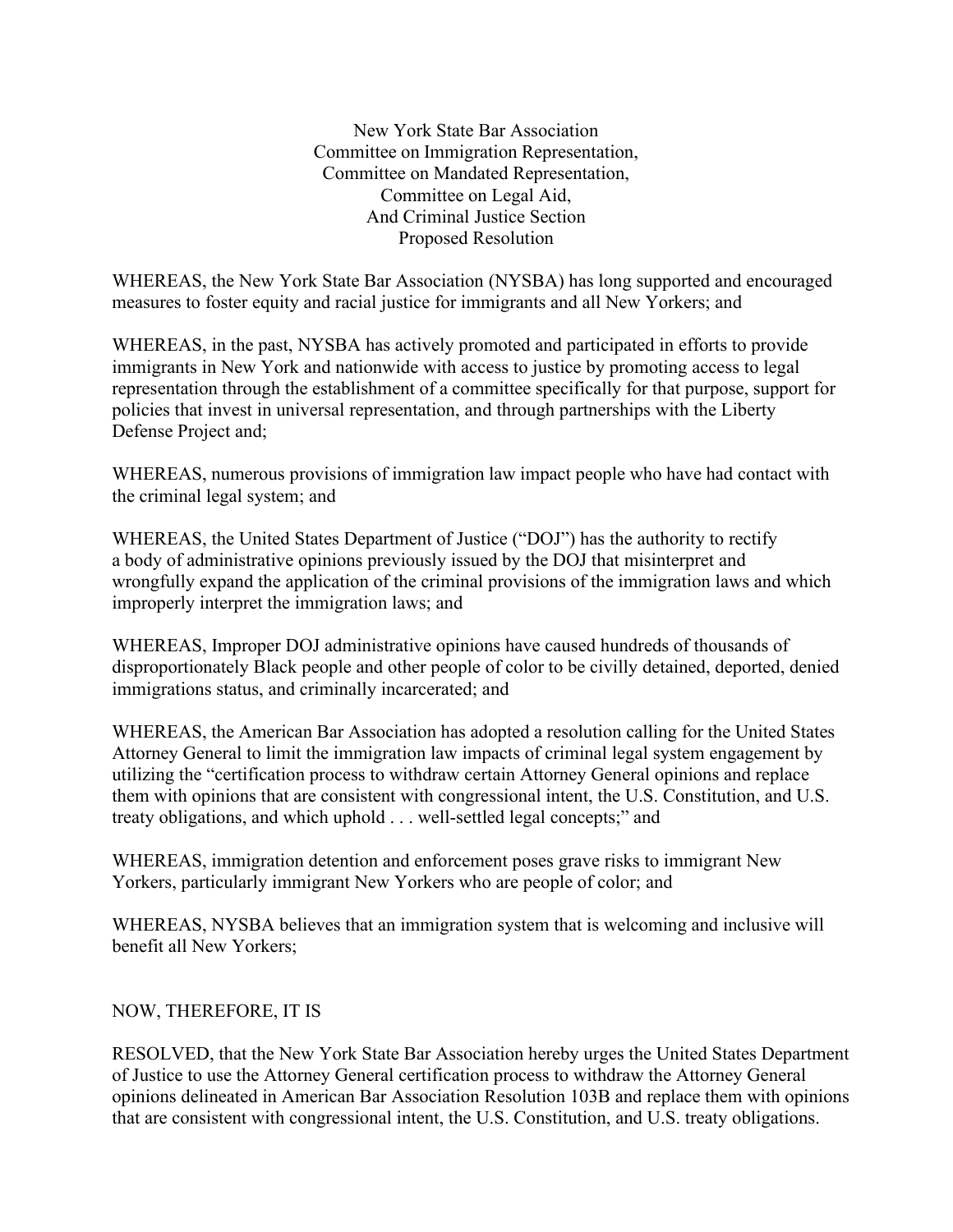New York State Bar Association
Committee on Immigration Representation,
Committee on Mandated Representation,
Committee on Legal Aid,
And Criminal Justice Section
Proposed Resolution

WHEREAS, the New York State Bar Association (NYSBA) has long supported and encouraged measures to foster equity and racial justice for immigrants and all New Yorkers; and

WHEREAS, in the past, NYSBA has actively promoted and participated in efforts to provide immigrants in New York and nationwide with access to justice by promoting access to legal representation through the establishment of a committee specifically for that purpose, support for policies that invest in universal representation, and through partnerships with the Liberty Defense Project and;

WHEREAS, numerous provisions of immigration law impact people who have had contact with the criminal legal system; and

WHEREAS, the United States Department of Justice ("DOJ") has the authority to rectify a body of administrative opinions previously issued by the DOJ that misinterpret and wrongfully expand the application of the criminal provisions of the immigration laws and which improperly interpret the immigration laws; and

WHEREAS, Improper DOJ administrative opinions have caused hundreds of thousands of disproportionately Black people and other people of color to be civilly detained, deported, denied immigrations status, and criminally incarcerated; and

WHEREAS, the American Bar Association has adopted a resolution calling for the United States Attorney General to limit the immigration law impacts of criminal legal system engagement by utilizing the "certification process to withdraw certain Attorney General opinions and replace them with opinions that are consistent with congressional intent, the U.S. Constitution, and U.S. treaty obligations, and which uphold . . . well-settled legal concepts;" and

WHEREAS, immigration detention and enforcement poses grave risks to immigrant New Yorkers, particularly immigrant New Yorkers who are people of color; and

WHEREAS, NYSBA believes that an immigration system that is welcoming and inclusive will benefit all New Yorkers;

NOW, THEREFORE, IT IS

RESOLVED, that the New York State Bar Association hereby urges the United States Department of Justice to use the Attorney General certification process to withdraw the Attorney General opinions delineated in American Bar Association Resolution 103B and replace them with opinions that are consistent with congressional intent, the U.S. Constitution, and U.S. treaty obligations.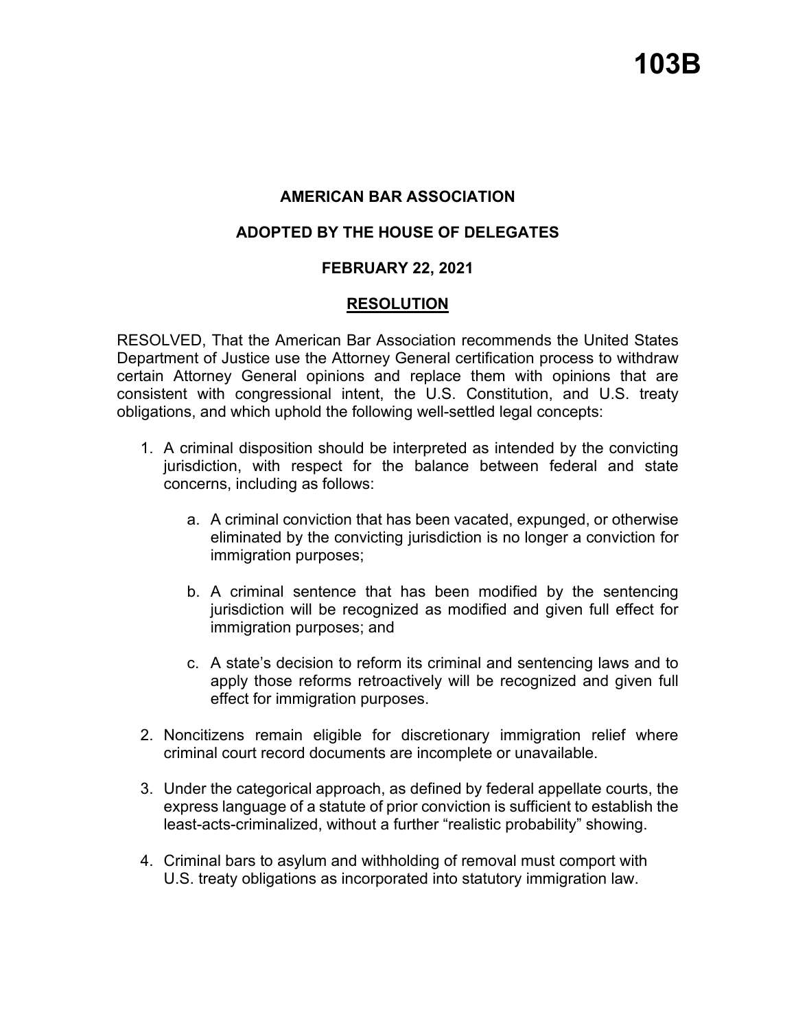# 103B

**AMERICAN BAR ASSOCIATION**

**ADOPTED BY THE HOUSE OF DELEGATES**

**FEBRUARY 22, 2021**

**RESOLUTION**

RESOLVED, That the American Bar Association recommends the United States Department of Justice use the Attorney General certification process to withdraw certain Attorney General opinions and replace them with opinions that are consistent with congressional intent, the U.S. Constitution, and U.S. treaty obligations, and which uphold the following well-settled legal concepts:

1. A criminal disposition should be interpreted as intended by the convicting jurisdiction, with respect for the balance between federal and state concerns, including as follows:

    a. A criminal conviction that has been vacated, expunged, or otherwise eliminated by the convicting jurisdiction is no longer a conviction for immigration purposes;

    b. A criminal sentence that has been modified by the sentencing jurisdiction will be recognized as modified and given full effect for immigration purposes; and

    c. A state's decision to reform its criminal and sentencing laws and to apply those reforms retroactively will be recognized and given full effect for immigration purposes.

2. Noncitizens remain eligible for discretionary immigration relief where criminal court record documents are incomplete or unavailable.

3. Under the categorical approach, as defined by federal appellate courts, the express language of a statute of prior conviction is sufficient to establish the least-acts-criminalized, without a further "realistic probability" showing.

4. Criminal bars to asylum and withholding of removal must comport with U.S. treaty obligations as incorporated into statutory immigration law.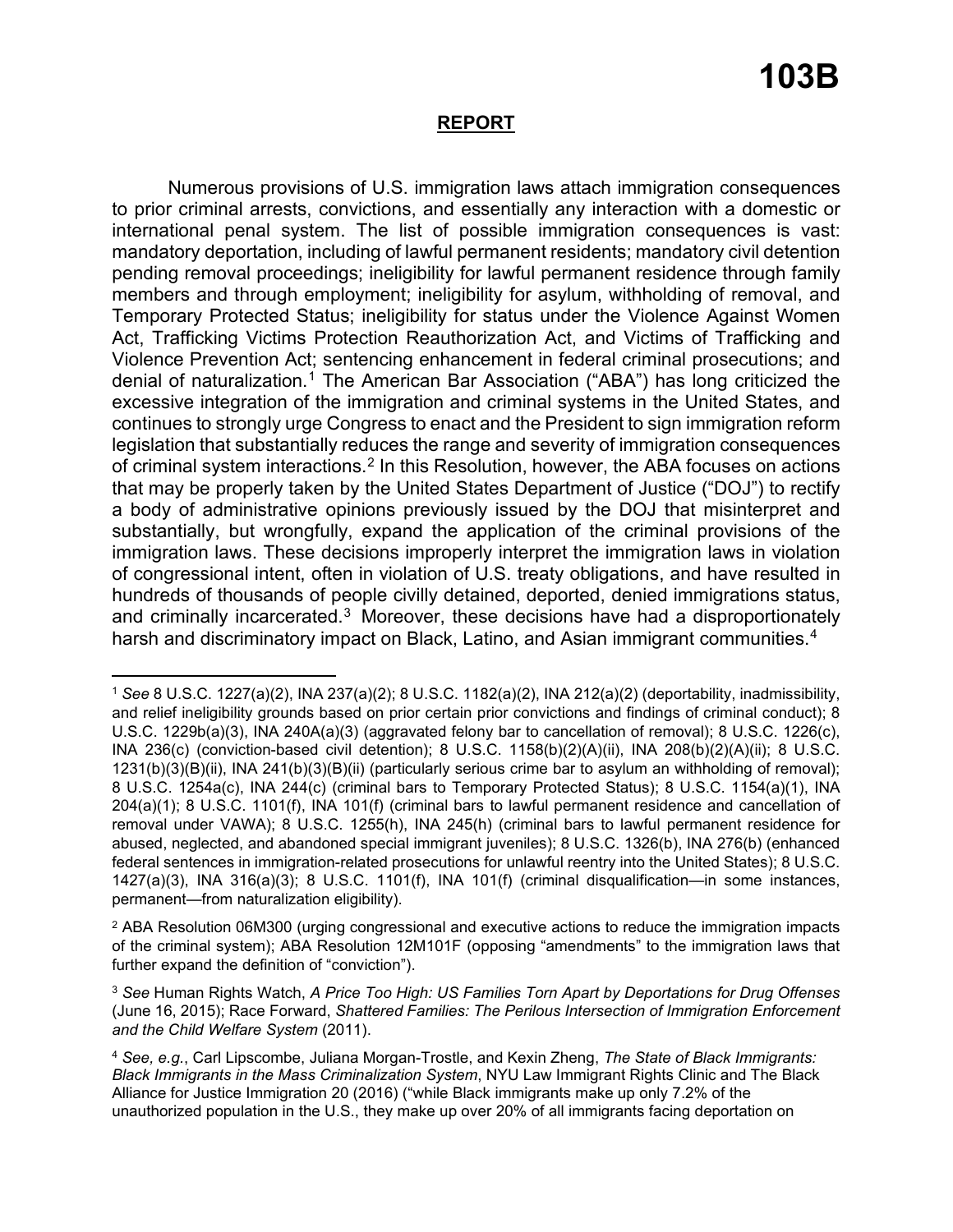## REPORT

Numerous provisions of U.S. immigration laws attach immigration consequences to prior criminal arrests, convictions, and essentially any interaction with a domestic or international penal system. The list of possible immigration consequences is vast: mandatory deportation, including of lawful permanent residents; mandatory civil detention pending removal proceedings; ineligibility for lawful permanent residence through family members and through employment; ineligibility for asylum, withholding of removal, and Temporary Protected Status; ineligibility for status under the Violence Against Women Act, Trafficking Victims Protection Reauthorization Act, and Victims of Trafficking and Violence Prevention Act; sentencing enhancement in federal criminal prosecutions; and denial of naturalization.[1] The American Bar Association ("ABA") has long criticized the excessive integration of the immigration and criminal systems in the United States, and continues to strongly urge Congress to enact and the President to sign immigration reform legislation that substantially reduces the range and severity of immigration consequences of criminal system interactions.[2] In this Resolution, however, the ABA focuses on actions that may be properly taken by the United States Department of Justice ("DOJ") to rectify a body of administrative opinions previously issued by the DOJ that misinterpret and substantially, but wrongfully, expand the application of the criminal provisions of the immigration laws. These decisions improperly interpret the immigration laws in violation of congressional intent, often in violation of U.S. treaty obligations, and have resulted in hundreds of thousands of people civilly detained, deported, denied immigrations status, and criminally incarcerated.[3] Moreover, these decisions have had a disproportionately harsh and discriminatory impact on Black, Latino, and Asian immigrant communities.[4]

---

[1] *See* 8 U.S.C. 1227(a)(2), INA 237(a)(2); 8 U.S.C. 1182(a)(2), INA 212(a)(2) (deportability, inadmissibility, and relief ineligibility grounds based on prior certain prior convictions and findings of criminal conduct); 8 U.S.C. 1229b(a)(3), INA 240A(a)(3) (aggravated felony bar to cancellation of removal); 8 U.S.C. 1226(c), INA 236(c) (conviction-based civil detention); 8 U.S.C. 1158(b)(2)(A)(ii), INA 208(b)(2)(A)(ii); 8 U.S.C. 1231(b)(3)(B)(ii), INA 241(b)(3)(B)(ii) (particularly serious crime bar to asylum an withholding of removal); 8 U.S.C. 1254a(c), INA 244(c) (criminal bars to Temporary Protected Status); 8 U.S.C. 1154(a)(1), INA 204(a)(1); 8 U.S.C. 1101(f), INA 101(f) (criminal bars to lawful permanent residence and cancellation of removal under VAWA); 8 U.S.C. 1255(h), INA 245(h) (criminal bars to lawful permanent residence for abused, neglected, and abandoned special immigrant juveniles); 8 U.S.C. 1326(b), INA 276(b) (enhanced federal sentences in immigration-related prosecutions for unlawful reentry into the United States); 8 U.S.C. 1427(a)(3), INA 316(a)(3); 8 U.S.C. 1101(f), INA 101(f) (criminal disqualification—in some instances, permanent—from naturalization eligibility).

[2] ABA Resolution 06M300 (urging congressional and executive actions to reduce the immigration impacts of the criminal system); ABA Resolution 12M101F (opposing "amendments" to the immigration laws that further expand the definition of "conviction").

[3] *See* Human Rights Watch, *A Price Too High: US Families Torn Apart by Deportations for Drug Offenses* (June 16, 2015); Race Forward, *Shattered Families: The Perilous Intersection of Immigration Enforcement and the Child Welfare System* (2011).

[4] *See, e.g.*, Carl Lipscombe, Juliana Morgan-Trostle, and Kexin Zheng, *The State of Black Immigrants: Black Immigrants in the Mass Criminalization System*, NYU Law Immigrant Rights Clinic and The Black Alliance for Justice Immigration 20 (2016) ("while Black immigrants make up only 7.2% of the unauthorized population in the U.S., they make up over 20% of all immigrants facing deportation on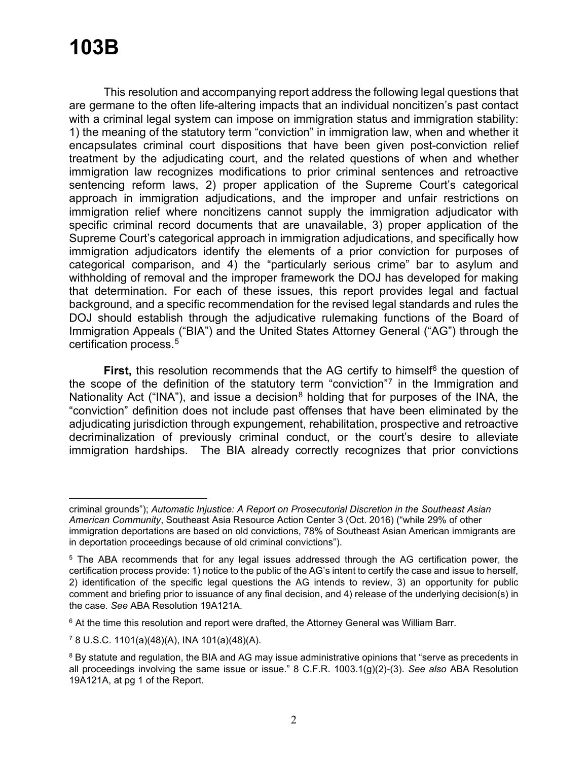This resolution and accompanying report address the following legal questions that are germane to the often life-altering impacts that an individual noncitizen's past contact with a criminal legal system can impose on immigration status and immigration stability: 1) the meaning of the statutory term "conviction" in immigration law, when and whether it encapsulates criminal court dispositions that have been given post-conviction relief treatment by the adjudicating court, and the related questions of when and whether immigration law recognizes modifications to prior criminal sentences and retroactive sentencing reform laws, 2) proper application of the Supreme Court's categorical approach in immigration adjudications, and the improper and unfair restrictions on immigration relief where noncitizens cannot supply the immigration adjudicator with specific criminal record documents that are unavailable, 3) proper application of the Supreme Court's categorical approach in immigration adjudications, and specifically how immigration adjudicators identify the elements of a prior conviction for purposes of categorical comparison, and 4) the "particularly serious crime" bar to asylum and withholding of removal and the improper framework the DOJ has developed for making that determination. For each of these issues, this report provides legal and factual background, and a specific recommendation for the revised legal standards and rules the DOJ should establish through the adjudicative rulemaking functions of the Board of Immigration Appeals ("BIA") and the United States Attorney General ("AG") through the certification process.[5]

**First,** this resolution recommends that the AG certify to himself[6] the question of the scope of the definition of the statutory term "conviction"[7] in the Immigration and Nationality Act ("INA"), and issue a decision[8] holding that for purposes of the INA, the "conviction" definition does not include past offenses that have been eliminated by the adjudicating jurisdiction through expungement, rehabilitation, prospective and retroactive decriminalization of previously criminal conduct, or the court's desire to alleviate immigration hardships. The BIA already correctly recognizes that prior convictions

---

criminal grounds"); *Automatic Injustice: A Report on Prosecutorial Discretion in the Southeast Asian American Community*, Southeast Asia Resource Action Center 3 (Oct. 2016) ("while 29% of other immigration deportations are based on old convictions, 78% of Southeast Asian American immigrants are in deportation proceedings because of old criminal convictions").

[5] The ABA recommends that for any legal issues addressed through the AG certification power, the certification process provide: 1) notice to the public of the AG's intent to certify the case and issue to herself, 2) identification of the specific legal questions the AG intends to review, 3) an opportunity for public comment and briefing prior to issuance of any final decision, and 4) release of the underlying decision(s) in the case. *See* ABA Resolution 19A121A.

[6] At the time this resolution and report were drafted, the Attorney General was William Barr.

[7] 8 U.S.C. 1101(a)(48)(A), INA 101(a)(48)(A).

[8] By statute and regulation, the BIA and AG may issue administrative opinions that "serve as precedents in all proceedings involving the same issue or issue." 8 C.F.R. 1003.1(g)(2)-(3). *See also* ABA Resolution 19A121A, at pg 1 of the Report.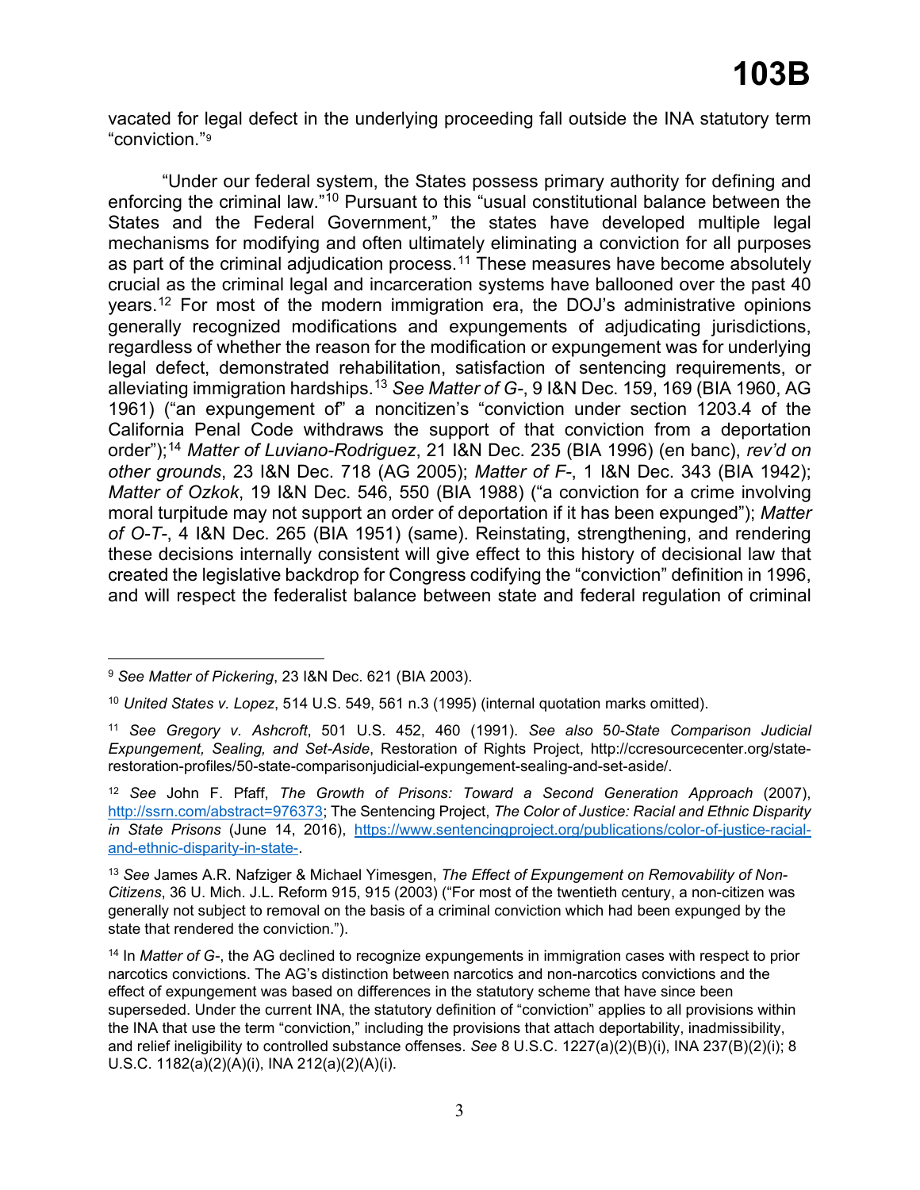vacated for legal defect in the underlying proceeding fall outside the INA statutory term "conviction."[9]

"Under our federal system, the States possess primary authority for defining and enforcing the criminal law."[10] Pursuant to this "usual constitutional balance between the States and the Federal Government," the states have developed multiple legal mechanisms for modifying and often ultimately eliminating a conviction for all purposes as part of the criminal adjudication process.[11] These measures have become absolutely crucial as the criminal legal and incarceration systems have ballooned over the past 40 years.[12] For most of the modern immigration era, the DOJ's administrative opinions generally recognized modifications and expungements of adjudicating jurisdictions, regardless of whether the reason for the modification or expungement was for underlying legal defect, demonstrated rehabilitation, satisfaction of sentencing requirements, or alleviating immigration hardships.[13] *See Matter of G*-, 9 I&N Dec. 159, 169 (BIA 1960, AG 1961) ("an expungement of" a noncitizen's "conviction under section 1203.4 of the California Penal Code withdraws the support of that conviction from a deportation order");[14] *Matter of Luviano-Rodriguez*, 21 I&N Dec. 235 (BIA 1996) (en banc), *rev'd on other grounds*, 23 I&N Dec. 718 (AG 2005); *Matter of F-*, 1 I&N Dec. 343 (BIA 1942); *Matter of Ozkok*, 19 I&N Dec. 546, 550 (BIA 1988) ("a conviction for a crime involving moral turpitude may not support an order of deportation if it has been expunged"); *Matter of O-T-*, 4 I&N Dec. 265 (BIA 1951) (same). Reinstating, strengthening, and rendering these decisions internally consistent will give effect to this history of decisional law that created the legislative backdrop for Congress codifying the "conviction" definition in 1996, and will respect the federalist balance between state and federal regulation of criminal

---

[9] *See Matter of Pickering*, 23 I&N Dec. 621 (BIA 2003).

[10] *United States v. Lopez*, 514 U.S. 549, 561 n.3 (1995) (internal quotation marks omitted).

[11] *See Gregory v. Ashcroft*, 501 U.S. 452, 460 (1991). *See also 50-State Comparison Judicial Expungement, Sealing, and Set-Aside*, Restoration of Rights Project, http://ccresourcecenter.org/state-restoration-profiles/50-state-comparisonjudicial-expungement-sealing-and-set-aside/.

[12] *See* John F. Pfaff, *The Growth of Prisons: Toward a Second Generation Approach* (2007), http://ssrn.com/abstract=976373; The Sentencing Project, *The Color of Justice: Racial and Ethnic Disparity in State Prisons* (June 14, 2016), https://www.sentencingproject.org/publications/color-of-justice-racial-and-ethnic-disparity-in-state-.

[13] *See* James A.R. Nafziger & Michael Yimesgen, *The Effect of Expungement on Removability of Non-Citizens*, 36 U. Mich. J.L. Reform 915, 915 (2003) ("For most of the twentieth century, a non-citizen was generally not subject to removal on the basis of a criminal conviction which had been expunged by the state that rendered the conviction.").

[14] In *Matter of G-*, the AG declined to recognize expungements in immigration cases with respect to prior narcotics convictions. The AG's distinction between narcotics and non-narcotics convictions and the effect of expungement was based on differences in the statutory scheme that have since been superseded. Under the current INA, the statutory definition of "conviction" applies to all provisions within the INA that use the term "conviction," including the provisions that attach deportability, inadmissibility, and relief ineligibility to controlled substance offenses. *See* 8 U.S.C. 1227(a)(2)(B)(i), INA 237(B)(2)(i); 8 U.S.C. 1182(a)(2)(A)(i), INA 212(a)(2)(A)(i).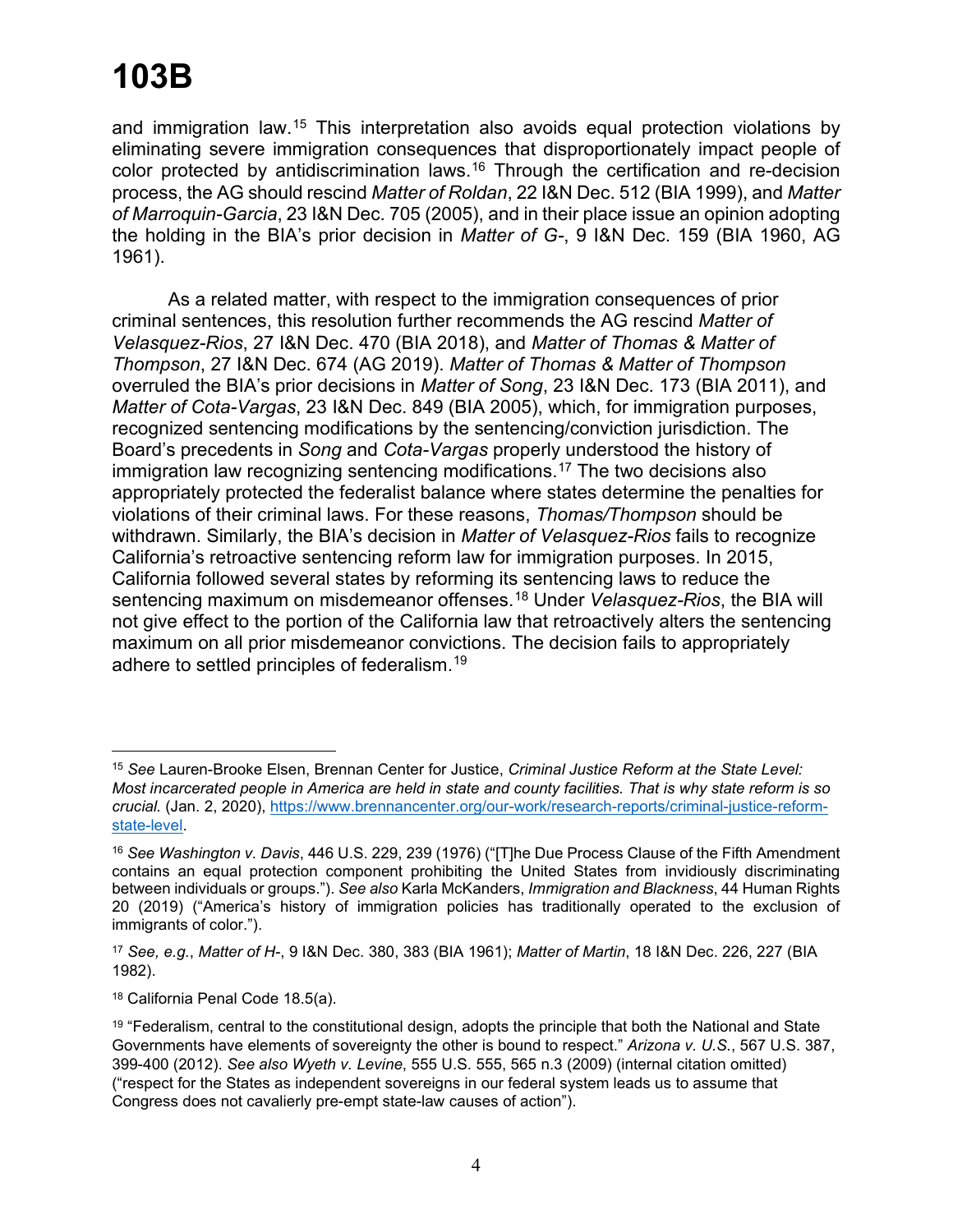# 103B

and immigration law.[15] This interpretation also avoids equal protection violations by eliminating severe immigration consequences that disproportionately impact people of color protected by antidiscrimination laws.[16] Through the certification and re-decision process, the AG should rescind *Matter of Roldan*, 22 I&N Dec. 512 (BIA 1999), and *Matter of Marroquin-Garcia*, 23 I&N Dec. 705 (2005), and in their place issue an opinion adopting the holding in the BIA's prior decision in *Matter of G-*, 9 I&N Dec. 159 (BIA 1960, AG 1961).

As a related matter, with respect to the immigration consequences of prior criminal sentences, this resolution further recommends the AG rescind *Matter of Velasquez-Rios*, 27 I&N Dec. 470 (BIA 2018), and *Matter of Thomas & Matter of Thompson*, 27 I&N Dec. 674 (AG 2019). *Matter of Thomas & Matter of Thompson* overruled the BIA's prior decisions in *Matter of Song*, 23 I&N Dec. 173 (BIA 2011), and *Matter of Cota-Vargas*, 23 I&N Dec. 849 (BIA 2005), which, for immigration purposes, recognized sentencing modifications by the sentencing/conviction jurisdiction. The Board's precedents in *Song* and *Cota-Vargas* properly understood the history of immigration law recognizing sentencing modifications.[17] The two decisions also appropriately protected the federalist balance where states determine the penalties for violations of their criminal laws. For these reasons, *Thomas/Thompson* should be withdrawn. Similarly, the BIA's decision in *Matter of Velasquez-Rios* fails to recognize California's retroactive sentencing reform law for immigration purposes. In 2015, California followed several states by reforming its sentencing laws to reduce the sentencing maximum on misdemeanor offenses.[18] Under *Velasquez-Rios*, the BIA will not give effect to the portion of the California law that retroactively alters the sentencing maximum on all prior misdemeanor convictions. The decision fails to appropriately adhere to settled principles of federalism.[19]

---

[15] *See* Lauren-Brooke Elsen, Brennan Center for Justice, *Criminal Justice Reform at the State Level: Most incarcerated people in America are held in state and county facilities. That is why state reform is so crucial.* (Jan. 2, 2020), https://www.brennancenter.org/our-work/research-reports/criminal-justice-reform-state-level.

[16] *See Washington v. Davis*, 446 U.S. 229, 239 (1976) ("[T]he Due Process Clause of the Fifth Amendment contains an equal protection component prohibiting the United States from invidiously discriminating between individuals or groups."). *See also* Karla McKanders, *Immigration and Blackness*, 44 Human Rights 20 (2019) ("America's history of immigration policies has traditionally operated to the exclusion of immigrants of color.").

[17] *See, e.g.*, *Matter of H-*, 9 I&N Dec. 380, 383 (BIA 1961); *Matter of Martin*, 18 I&N Dec. 226, 227 (BIA 1982).

[18] California Penal Code 18.5(a).

[19] "Federalism, central to the constitutional design, adopts the principle that both the National and State Governments have elements of sovereignty the other is bound to respect." *Arizona v. U.S.*, 567 U.S. 387, 399-400 (2012). *See also Wyeth v. Levine*, 555 U.S. 555, 565 n.3 (2009) (internal citation omitted) ("respect for the States as independent sovereigns in our federal system leads us to assume that Congress does not cavalierly pre-empt state-law causes of action").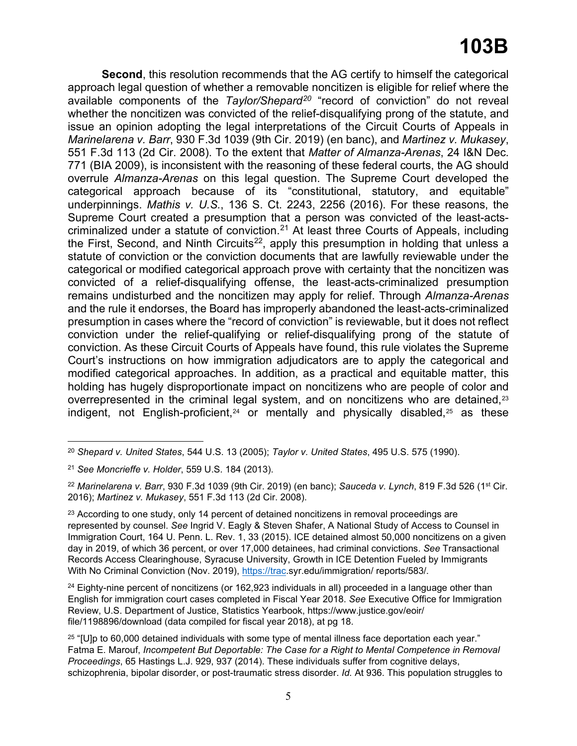**Second**, this resolution recommends that the AG certify to himself the categorical approach legal question of whether a removable noncitizen is eligible for relief where the available components of the *Taylor/Shepard*[20] "record of conviction" do not reveal whether the noncitizen was convicted of the relief-disqualifying prong of the statute, and issue an opinion adopting the legal interpretations of the Circuit Courts of Appeals in *Marinelarena v. Barr*, 930 F.3d 1039 (9th Cir. 2019) (en banc), and *Martinez v. Mukasey*, 551 F.3d 113 (2d Cir. 2008). To the extent that *Matter of Almanza-Arenas*, 24 I&N Dec. 771 (BIA 2009), is inconsistent with the reasoning of these federal courts, the AG should overrule *Almanza-Arenas* on this legal question. The Supreme Court developed the categorical approach because of its "constitutional, statutory, and equitable" underpinnings. *Mathis v. U.S.*, 136 S. Ct. 2243, 2256 (2016). For these reasons, the Supreme Court created a presumption that a person was convicted of the least-acts-criminalized under a statute of conviction.[21] At least three Courts of Appeals, including the First, Second, and Ninth Circuits[22], apply this presumption in holding that unless a statute of conviction or the conviction documents that are lawfully reviewable under the categorical or modified categorical approach prove with certainty that the noncitizen was convicted of a relief-disqualifying offense, the least-acts-criminalized presumption remains undisturbed and the noncitizen may apply for relief. Through *Almanza-Arenas* and the rule it endorses, the Board has improperly abandoned the least-acts-criminalized presumption in cases where the "record of conviction" is reviewable, but it does not reflect conviction under the relief-qualifying or relief-disqualifying prong of the statute of conviction. As these Circuit Courts of Appeals have found, this rule violates the Supreme Court's instructions on how immigration adjudicators are to apply the categorical and modified categorical approaches. In addition, as a practical and equitable matter, this holding has hugely disproportionate impact on noncitizens who are people of color and overrepresented in the criminal legal system, and on noncitizens who are detained,[23] indigent, not English-proficient,[24] or mentally and physically disabled,[25] as these

---

[20] *Shepard v. United States*, 544 U.S. 13 (2005); *Taylor v. United States*, 495 U.S. 575 (1990).

[21] *See Moncrieffe v. Holder*, 559 U.S. 184 (2013).

[22] *Marinelarena v. Barr*, 930 F.3d 1039 (9th Cir. 2019) (en banc); *Sauceda v. Lynch*, 819 F.3d 526 (1st Cir. 2016); *Martinez v. Mukasey*, 551 F.3d 113 (2d Cir. 2008).

[23] According to one study, only 14 percent of detained noncitizens in removal proceedings are represented by counsel. *See* Ingrid V. Eagly & Steven Shafer, A National Study of Access to Counsel in Immigration Court, 164 U. Penn. L. Rev. 1, 33 (2015). ICE detained almost 50,000 noncitizens on a given day in 2019, of which 36 percent, or over 17,000 detainees, had criminal convictions. *See* Transactional Records Access Clearinghouse, Syracuse University, Growth in ICE Detention Fueled by Immigrants With No Criminal Conviction (Nov. 2019), https://trac.syr.edu/immigration/ reports/583/.

[24] Eighty-nine percent of noncitizens (or 162,923 individuals in all) proceeded in a language other than English for immigration court cases completed in Fiscal Year 2018. *See* Executive Office for Immigration Review, U.S. Department of Justice, Statistics Yearbook, https://www.justice.gov/eoir/ file/1198896/download (data compiled for fiscal year 2018), at pg 18.

[25] "[U]p to 60,000 detained individuals with some type of mental illness face deportation each year." Fatma E. Marouf, *Incompetent But Deportable: The Case for a Right to Mental Competence in Removal Proceedings*, 65 Hastings L.J. 929, 937 (2014). These individuals suffer from cognitive delays, schizophrenia, bipolar disorder, or post-traumatic stress disorder. *Id.* At 936. This population struggles to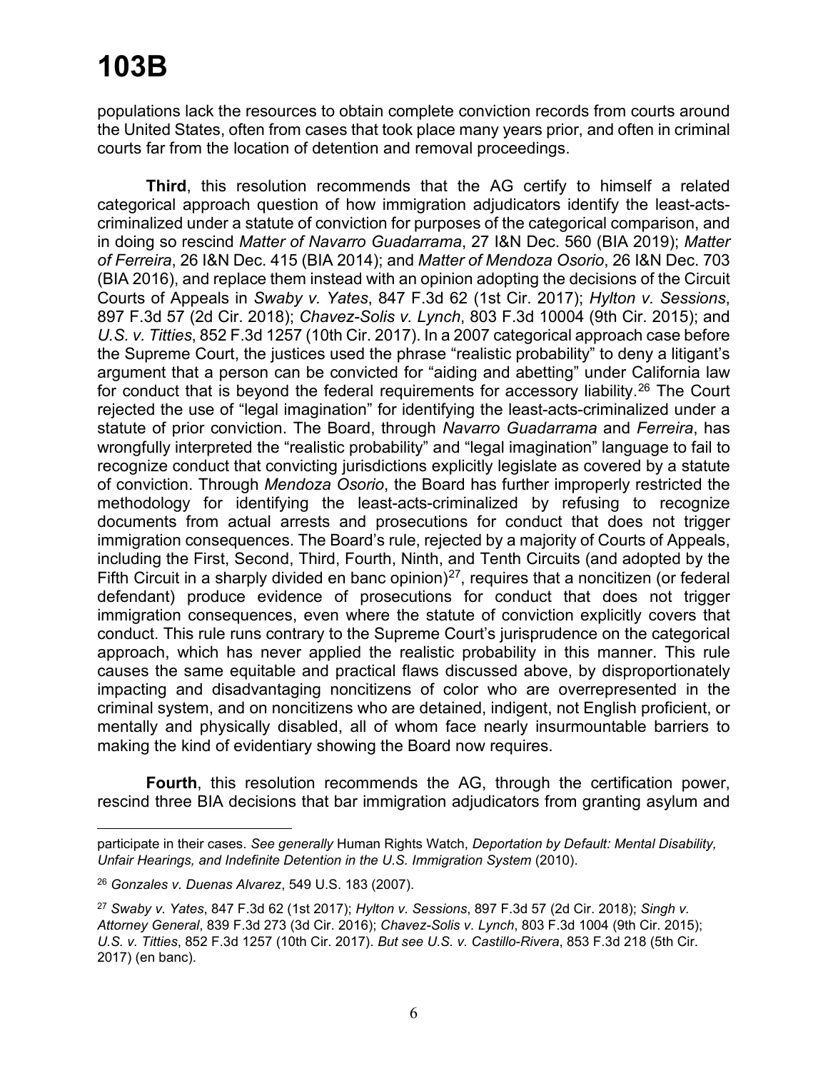populations lack the resources to obtain complete conviction records from courts around the United States, often from cases that took place many years prior, and often in criminal courts far from the location of detention and removal proceedings.

**Third**, this resolution recommends that the AG certify to himself a related categorical approach question of how immigration adjudicators identify the least-acts-criminalized under a statute of conviction for purposes of the categorical comparison, and in doing so rescind *Matter of Navarro Guadarrama*, 27 I&N Dec. 560 (BIA 2019); *Matter of Ferreira*, 26 I&N Dec. 415 (BIA 2014); and *Matter of Mendoza Osorio*, 26 I&N Dec. 703 (BIA 2016), and replace them instead with an opinion adopting the decisions of the Circuit Courts of Appeals in *Swaby v. Yates*, 847 F.3d 62 (1st Cir. 2017); *Hylton v. Sessions*, 897 F.3d 57 (2d Cir. 2018); *Chavez-Solis v. Lynch*, 803 F.3d 10004 (9th Cir. 2015); and *U.S. v. Titties*, 852 F.3d 1257 (10th Cir. 2017). In a 2007 categorical approach case before the Supreme Court, the justices used the phrase "realistic probability" to deny a litigant's argument that a person can be convicted for "aiding and abetting" under California law for conduct that is beyond the federal requirements for accessory liability.[26] The Court rejected the use of "legal imagination" for identifying the least-acts-criminalized under a statute of prior conviction. The Board, through *Navarro Guadarrama* and *Ferreira*, has wrongfully interpreted the "realistic probability" and "legal imagination" language to fail to recognize conduct that convicting jurisdictions explicitly legislate as covered by a statute of conviction. Through *Mendoza Osorio*, the Board has further improperly restricted the methodology for identifying the least-acts-criminalized by refusing to recognize documents from actual arrests and prosecutions for conduct that does not trigger immigration consequences. The Board's rule, rejected by a majority of Courts of Appeals, including the First, Second, Third, Fourth, Ninth, and Tenth Circuits (and adopted by the Fifth Circuit in a sharply divided en banc opinion)[27], requires that a noncitizen (or federal defendant) produce evidence of prosecutions for conduct that does not trigger immigration consequences, even where the statute of conviction explicitly covers that conduct. This rule runs contrary to the Supreme Court's jurisprudence on the categorical approach, which has never applied the realistic probability in this manner. This rule causes the same equitable and practical flaws discussed above, by disproportionately impacting and disadvantaging noncitizens of color who are overrepresented in the criminal system, and on noncitizens who are detained, indigent, not English proficient, or mentally and physically disabled, all of whom face nearly insurmountable barriers to making the kind of evidentiary showing the Board now requires.

**Fourth**, this resolution recommends the AG, through the certification power, rescind three BIA decisions that bar immigration adjudicators from granting asylum and

---

participate in their cases. *See generally* Human Rights Watch, *Deportation by Default: Mental Disability, Unfair Hearings, and Indefinite Detention in the U.S. Immigration System* (2010).

[26] *Gonzales v. Duenas Alvarez*, 549 U.S. 183 (2007).

[27] *Swaby v. Yates*, 847 F.3d 62 (1st 2017); *Hylton v. Sessions*, 897 F.3d 57 (2d Cir. 2018); *Singh v. Attorney General*, 839 F.3d 273 (3d Cir. 2016); *Chavez-Solis v. Lynch*, 803 F.3d 1004 (9th Cir. 2015); *U.S. v. Titties*, 852 F.3d 1257 (10th Cir. 2017). *But see U.S. v. Castillo-Rivera*, 853 F.3d 218 (5th Cir. 2017) (en banc).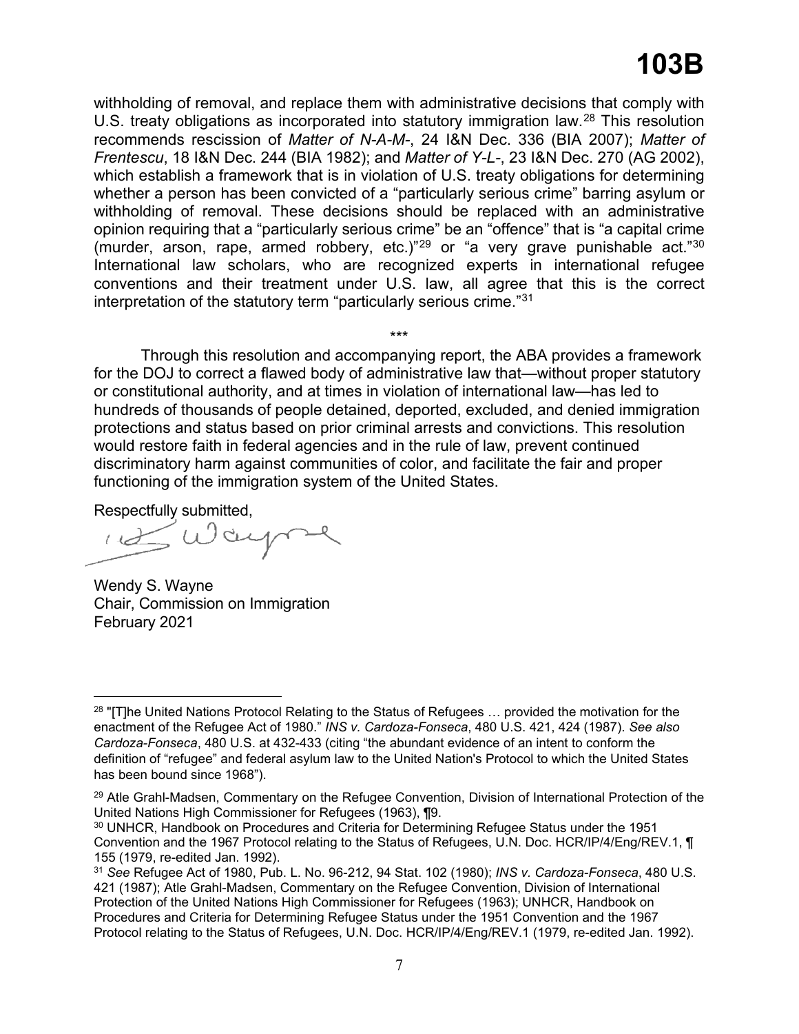withholding of removal, and replace them with administrative decisions that comply with U.S. treaty obligations as incorporated into statutory immigration law.[28] This resolution recommends rescission of *Matter of N-A-M-*, 24 I&N Dec. 336 (BIA 2007); *Matter of Frentescu*, 18 I&N Dec. 244 (BIA 1982); and *Matter of Y-L-*, 23 I&N Dec. 270 (AG 2002), which establish a framework that is in violation of U.S. treaty obligations for determining whether a person has been convicted of a "particularly serious crime" barring asylum or withholding of removal. These decisions should be replaced with an administrative opinion requiring that a "particularly serious crime" be an "offence" that is "a capital crime (murder, arson, rape, armed robbery, etc.)"[29] or "a very grave punishable act."[30] International law scholars, who are recognized experts in international refugee conventions and their treatment under U.S. law, all agree that this is the correct interpretation of the statutory term "particularly serious crime."[31]

\*\*\*

Through this resolution and accompanying report, the ABA provides a framework for the DOJ to correct a flawed body of administrative law that—without proper statutory or constitutional authority, and at times in violation of international law—has led to hundreds of thousands of people detained, deported, excluded, and denied immigration protections and status based on prior criminal arrests and convictions. This resolution would restore faith in federal agencies and in the rule of law, prevent continued discriminatory harm against communities of color, and facilitate the fair and proper functioning of the immigration system of the United States.

Respectfully submitted,

Wendy S. Wayne
Chair, Commission on Immigration
February 2021

---

[28] "[T]he United Nations Protocol Relating to the Status of Refugees … provided the motivation for the enactment of the Refugee Act of 1980." *INS v. Cardoza-Fonseca*, 480 U.S. 421, 424 (1987). *See also Cardoza-Fonseca*, 480 U.S. at 432-433 (citing "the abundant evidence of an intent to conform the definition of "refugee" and federal asylum law to the United Nation's Protocol to which the United States has been bound since 1968").

[29] Atle Grahl-Madsen, Commentary on the Refugee Convention, Division of International Protection of the United Nations High Commissioner for Refugees (1963), ¶9.

[30] UNHCR, Handbook on Procedures and Criteria for Determining Refugee Status under the 1951 Convention and the 1967 Protocol relating to the Status of Refugees, U.N. Doc. HCR/IP/4/Eng/REV.1, ¶ 155 (1979, re-edited Jan. 1992).

[31] *See* Refugee Act of 1980, Pub. L. No. 96-212, 94 Stat. 102 (1980); *INS v. Cardoza-Fonseca*, 480 U.S. 421 (1987); Atle Grahl-Madsen, Commentary on the Refugee Convention, Division of International Protection of the United Nations High Commissioner for Refugees (1963); UNHCR, Handbook on Procedures and Criteria for Determining Refugee Status under the 1951 Convention and the 1967 Protocol relating to the Status of Refugees, U.N. Doc. HCR/IP/4/Eng/REV.1 (1979, re-edited Jan. 1992).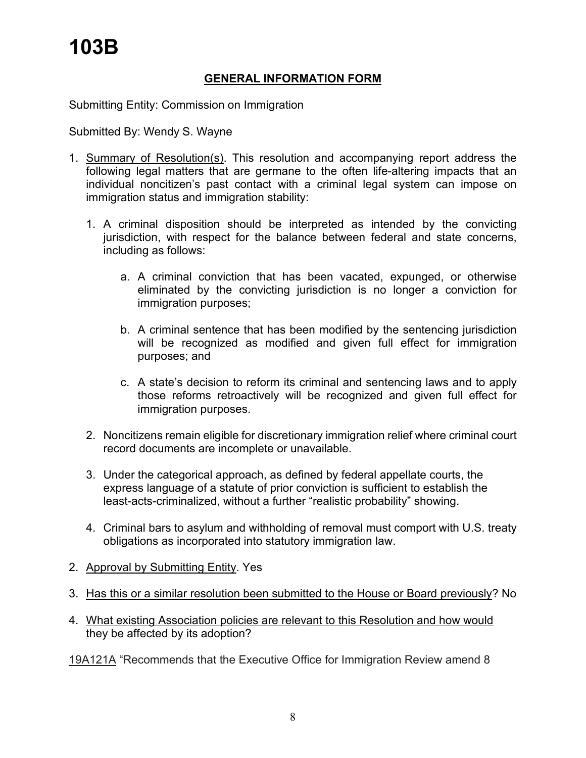# 103B

## GENERAL INFORMATION FORM

Submitting Entity: Commission on Immigration

Submitted By: Wendy S. Wayne

1. Summary of Resolution(s). This resolution and accompanying report address the following legal matters that are germane to the often life-altering impacts that an individual noncitizen's past contact with a criminal legal system can impose on immigration status and immigration stability:

    1. A criminal disposition should be interpreted as intended by the convicting jurisdiction, with respect for the balance between federal and state concerns, including as follows:

        a. A criminal conviction that has been vacated, expunged, or otherwise eliminated by the convicting jurisdiction is no longer a conviction for immigration purposes;

        b. A criminal sentence that has been modified by the sentencing jurisdiction will be recognized as modified and given full effect for immigration purposes; and

        c. A state's decision to reform its criminal and sentencing laws and to apply those reforms retroactively will be recognized and given full effect for immigration purposes.

    2. Noncitizens remain eligible for discretionary immigration relief where criminal court record documents are incomplete or unavailable.

    3. Under the categorical approach, as defined by federal appellate courts, the express language of a statute of prior conviction is sufficient to establish the least-acts-criminalized, without a further "realistic probability" showing.

    4. Criminal bars to asylum and withholding of removal must comport with U.S. treaty obligations as incorporated into statutory immigration law.

2. Approval by Submitting Entity. Yes

3. Has this or a similar resolution been submitted to the House or Board previously? No

4. What existing Association policies are relevant to this Resolution and how would they be affected by its adoption?

19A121A "Recommends that the Executive Office for Immigration Review amend 8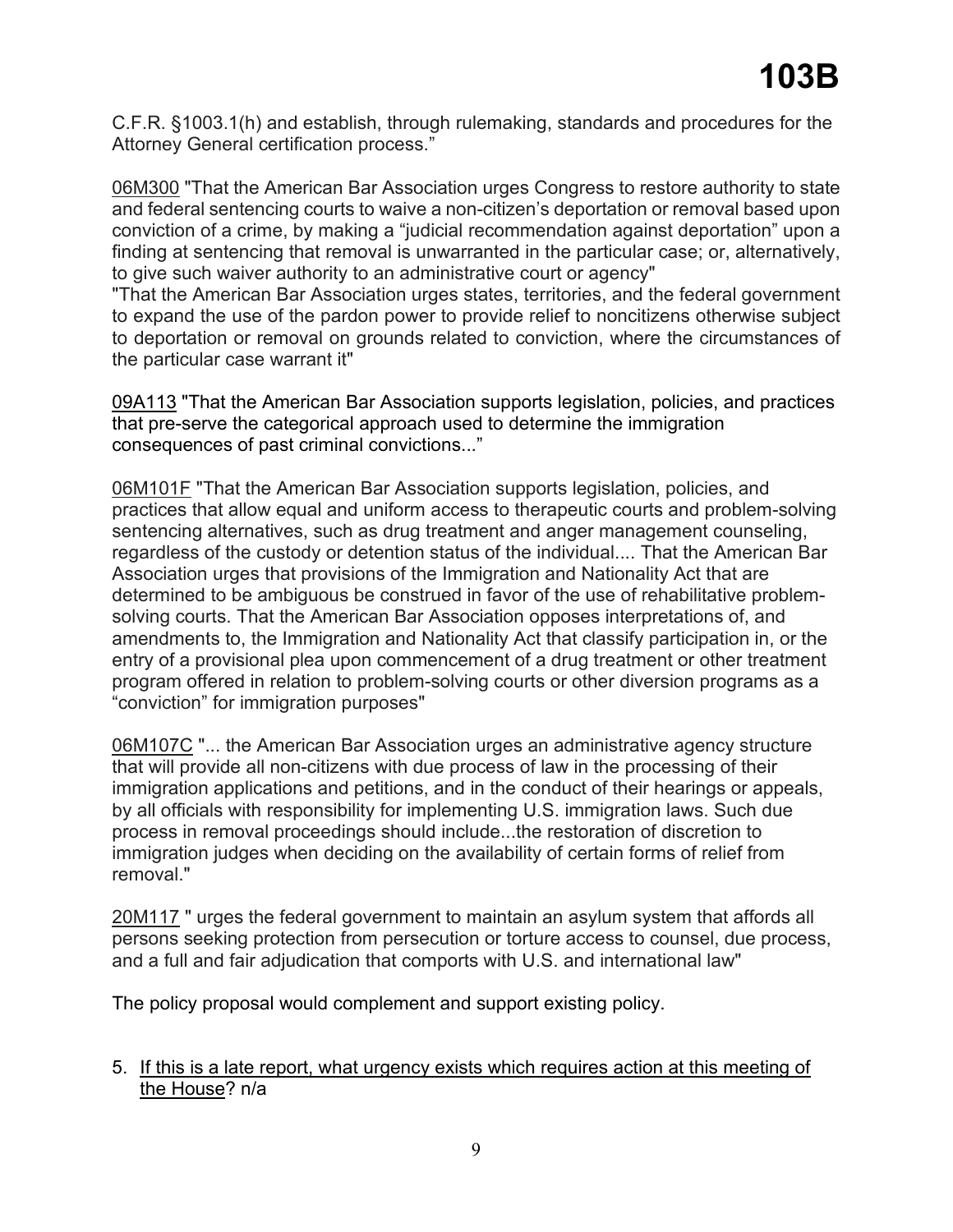C.F.R. §1003.1(h) and establish, through rulemaking, standards and procedures for the Attorney General certification process."

06M300 "That the American Bar Association urges Congress to restore authority to state and federal sentencing courts to waive a non-citizen's deportation or removal based upon conviction of a crime, by making a "judicial recommendation against deportation" upon a finding at sentencing that removal is unwarranted in the particular case; or, alternatively, to give such waiver authority to an administrative court or agency"
"That the American Bar Association urges states, territories, and the federal government to expand the use of the pardon power to provide relief to noncitizens otherwise subject to deportation or removal on grounds related to conviction, where the circumstances of the particular case warrant it"

09A113 "That the American Bar Association supports legislation, policies, and practices that pre-serve the categorical approach used to determine the immigration consequences of past criminal convictions..."

06M101F "That the American Bar Association supports legislation, policies, and practices that allow equal and uniform access to therapeutic courts and problem-solving sentencing alternatives, such as drug treatment and anger management counseling, regardless of the custody or detention status of the individual.... That the American Bar Association urges that provisions of the Immigration and Nationality Act that are determined to be ambiguous be construed in favor of the use of rehabilitative problem-solving courts. That the American Bar Association opposes interpretations of, and amendments to, the Immigration and Nationality Act that classify participation in, or the entry of a provisional plea upon commencement of a drug treatment or other treatment program offered in relation to problem-solving courts or other diversion programs as a "conviction" for immigration purposes"

06M107C "... the American Bar Association urges an administrative agency structure that will provide all non-citizens with due process of law in the processing of their immigration applications and petitions, and in the conduct of their hearings or appeals, by all officials with responsibility for implementing U.S. immigration laws. Such due process in removal proceedings should include...the restoration of discretion to immigration judges when deciding on the availability of certain forms of relief from removal."

20M117 " urges the federal government to maintain an asylum system that affords all persons seeking protection from persecution or torture access to counsel, due process, and a full and fair adjudication that comports with U.S. and international law"

The policy proposal would complement and support existing policy.

5. If this is a late report, what urgency exists which requires action at this meeting of the House? n/a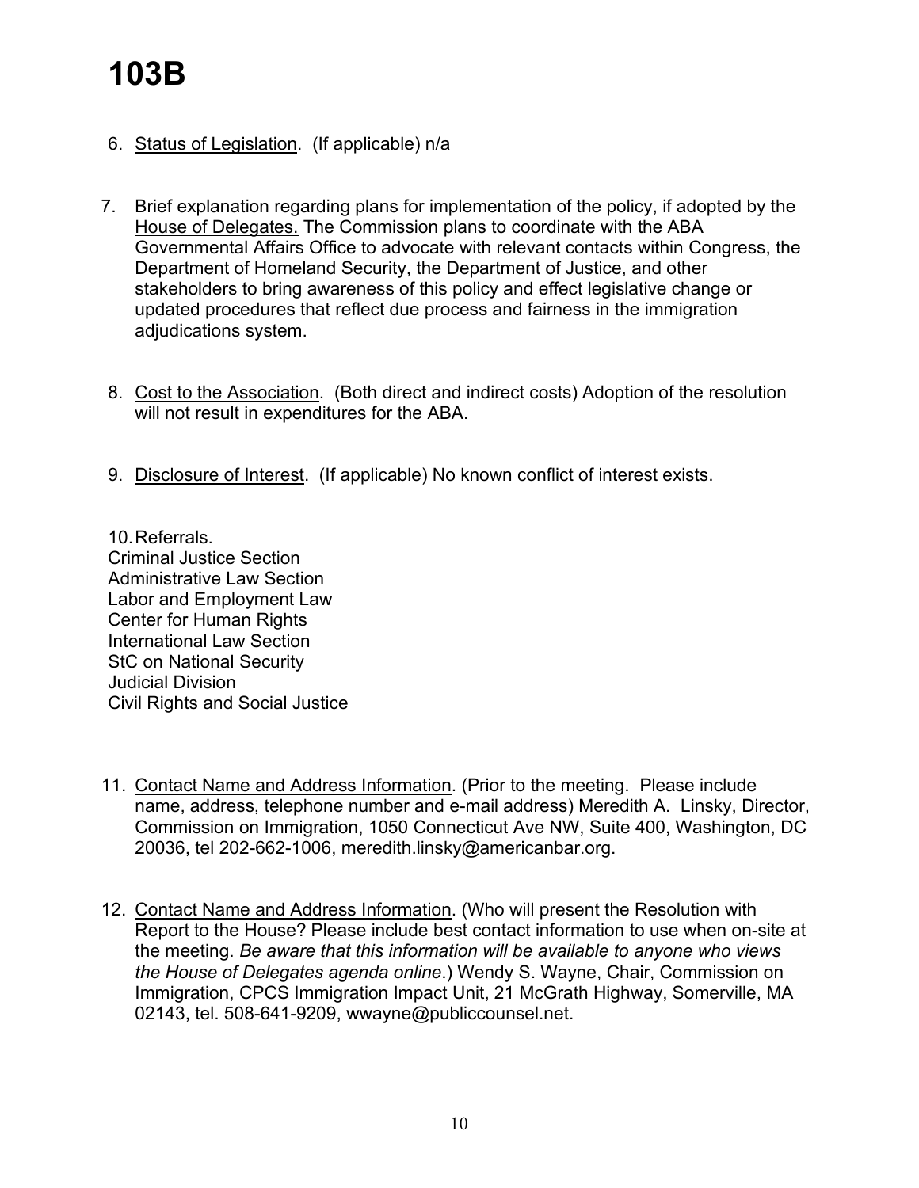# 103B

6. Status of Legislation. (If applicable) n/a

7. Brief explanation regarding plans for implementation of the policy, if adopted by the House of Delegates. The Commission plans to coordinate with the ABA Governmental Affairs Office to advocate with relevant contacts within Congress, the Department of Homeland Security, the Department of Justice, and other stakeholders to bring awareness of this policy and effect legislative change or updated procedures that reflect due process and fairness in the immigration adjudications system.

8. Cost to the Association. (Both direct and indirect costs) Adoption of the resolution will not result in expenditures for the ABA.

9. Disclosure of Interest. (If applicable) No known conflict of interest exists.

10. Referrals.
Criminal Justice Section
Administrative Law Section
Labor and Employment Law
Center for Human Rights
International Law Section
StC on National Security
Judicial Division
Civil Rights and Social Justice

11. Contact Name and Address Information. (Prior to the meeting. Please include name, address, telephone number and e-mail address) Meredith A. Linsky, Director, Commission on Immigration, 1050 Connecticut Ave NW, Suite 400, Washington, DC 20036, tel 202-662-1006, meredith.linsky@americanbar.org.

12. Contact Name and Address Information. (Who will present the Resolution with Report to the House? Please include best contact information to use when on-site at the meeting. *Be aware that this information will be available to anyone who views the House of Delegates agenda online*.) Wendy S. Wayne, Chair, Commission on Immigration, CPCS Immigration Impact Unit, 21 McGrath Highway, Somerville, MA 02143, tel. 508-641-9209, wwayne@publiccounsel.net.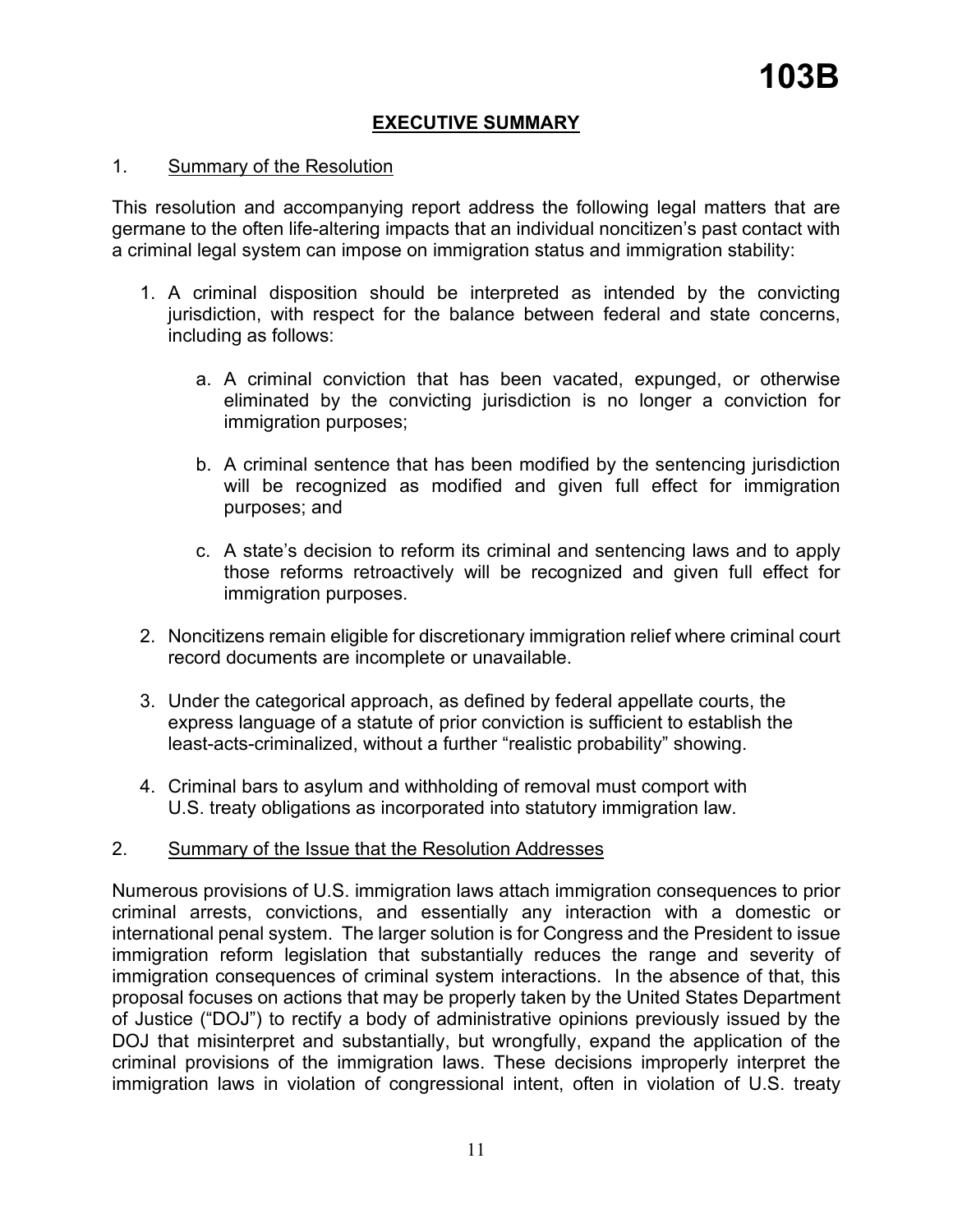# 103B

## EXECUTIVE SUMMARY

### 1. Summary of the Resolution

This resolution and accompanying report address the following legal matters that are germane to the often life-altering impacts that an individual noncitizen's past contact with a criminal legal system can impose on immigration status and immigration stability:

1. A criminal disposition should be interpreted as intended by the convicting jurisdiction, with respect for the balance between federal and state concerns, including as follows:

   a. A criminal conviction that has been vacated, expunged, or otherwise eliminated by the convicting jurisdiction is no longer a conviction for immigration purposes;

   b. A criminal sentence that has been modified by the sentencing jurisdiction will be recognized as modified and given full effect for immigration purposes; and

   c. A state's decision to reform its criminal and sentencing laws and to apply those reforms retroactively will be recognized and given full effect for immigration purposes.

2. Noncitizens remain eligible for discretionary immigration relief where criminal court record documents are incomplete or unavailable.

3. Under the categorical approach, as defined by federal appellate courts, the express language of a statute of prior conviction is sufficient to establish the least-acts-criminalized, without a further "realistic probability" showing.

4. Criminal bars to asylum and withholding of removal must comport with U.S. treaty obligations as incorporated into statutory immigration law.

### 2. Summary of the Issue that the Resolution Addresses

Numerous provisions of U.S. immigration laws attach immigration consequences to prior criminal arrests, convictions, and essentially any interaction with a domestic or international penal system. The larger solution is for Congress and the President to issue immigration reform legislation that substantially reduces the range and severity of immigration consequences of criminal system interactions. In the absence of that, this proposal focuses on actions that may be properly taken by the United States Department of Justice ("DOJ") to rectify a body of administrative opinions previously issued by the DOJ that misinterpret and substantially, but wrongfully, expand the application of the criminal provisions of the immigration laws. These decisions improperly interpret the immigration laws in violation of congressional intent, often in violation of U.S. treaty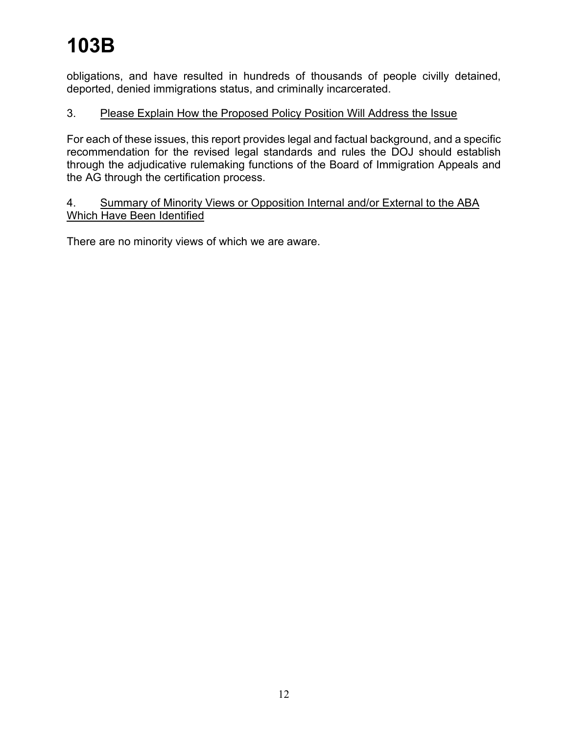obligations, and have resulted in hundreds of thousands of people civilly detained, deported, denied immigrations status, and criminally incarcerated.

3. Please Explain How the Proposed Policy Position Will Address the Issue

For each of these issues, this report provides legal and factual background, and a specific recommendation for the revised legal standards and rules the DOJ should establish through the adjudicative rulemaking functions of the Board of Immigration Appeals and the AG through the certification process.

4. Summary of Minority Views or Opposition Internal and/or External to the ABA Which Have Been Identified

There are no minority views of which we are aware.